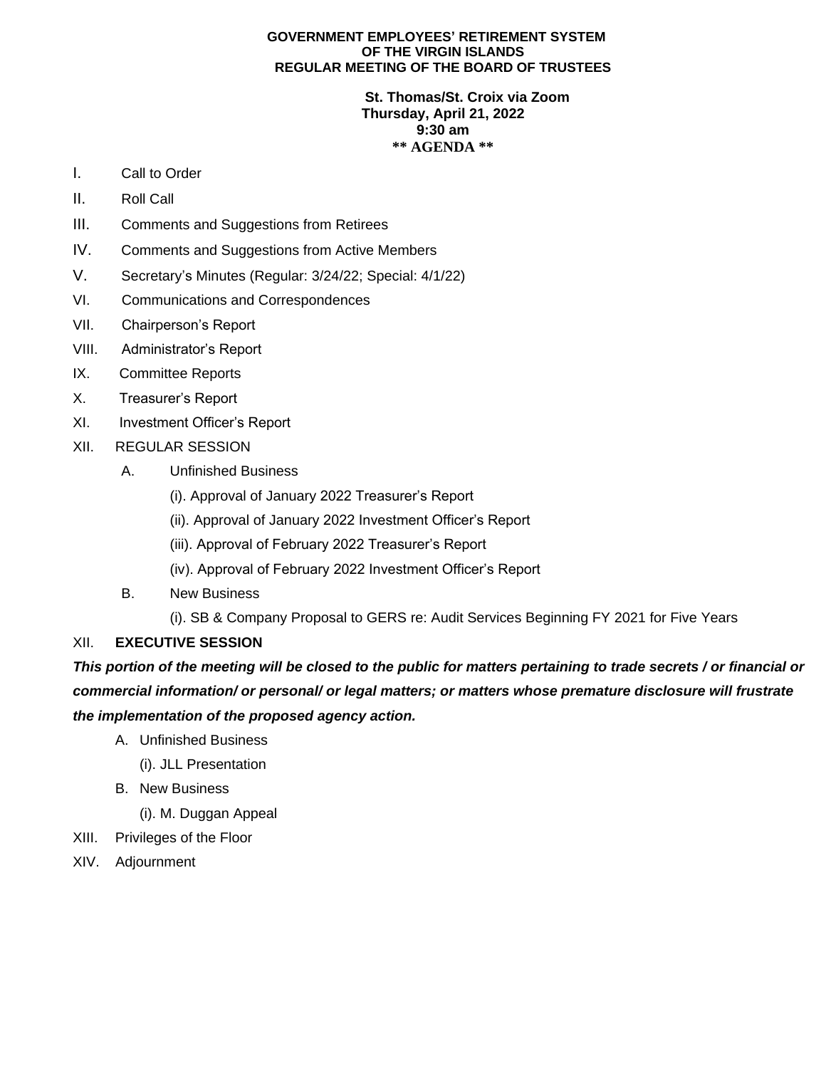**GOVERNMENT EMPLOYEES' RETIREMENT SYSTEM
OF THE VIRGIN ISLANDS
REGULAR MEETING OF THE BOARD OF TRUSTEES**

**St. Thomas/St. Croix via Zoom
Thursday, April 21, 2022
9:30 am
** AGENDA ****

I. Call to Order

II. Roll Call

III. Comments and Suggestions from Retirees

IV. Comments and Suggestions from Active Members

V. Secretary's Minutes (Regular: 3/24/22; Special: 4/1/22)

VI. Communications and Correspondences

VII. Chairperson's Report

VIII. Administrator's Report

IX. Committee Reports

X. Treasurer's Report

XI. Investment Officer's Report

XII. REGULAR SESSION

- A. Unfinished Business
  - (i). Approval of January 2022 Treasurer's Report
  - (ii). Approval of January 2022 Investment Officer's Report
  - (iii). Approval of February 2022 Treasurer's Report
  - (iv). Approval of February 2022 Investment Officer's Report
- B. New Business
  - (i). SB & Company Proposal to GERS re: Audit Services Beginning FY 2021 for Five Years

XII. **EXECUTIVE SESSION**

***This portion of the meeting will be closed to the public for matters pertaining to trade secrets / or financial or commercial information/ or personal/ or legal matters; or matters whose premature disclosure will frustrate the implementation of the proposed agency action.***

- A. Unfinished Business
  - (i). JLL Presentation
- B. New Business
  - (i). M. Duggan Appeal

XIII. Privileges of the Floor

XIV. Adjournment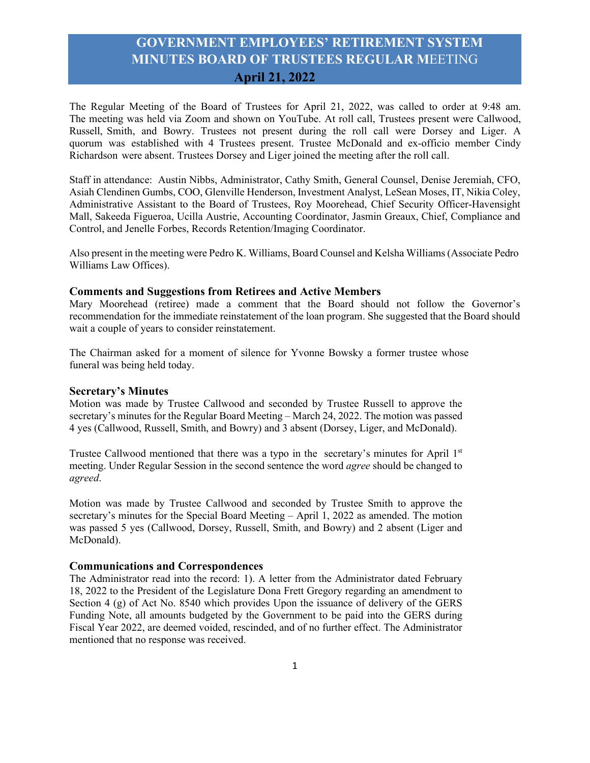# GOVERNMENT EMPLOYEES' RETIREMENT SYSTEM MINUTES BOARD OF TRUSTEES REGULAR MEETING

## April 21, 2022

The Regular Meeting of the Board of Trustees for April 21, 2022, was called to order at 9:48 am. The meeting was held via Zoom and shown on YouTube. At roll call, Trustees present were Callwood, Russell, Smith, and Bowry. Trustees not present during the roll call were Dorsey and Liger. A quorum was established with 4 Trustees present. Trustee McDonald and ex-officio member Cindy Richardson were absent. Trustees Dorsey and Liger joined the meeting after the roll call.

Staff in attendance: Austin Nibbs, Administrator, Cathy Smith, General Counsel, Denise Jeremiah, CFO, Asiah Clendinen Gumbs, COO, Glenville Henderson, Investment Analyst, LeSean Moses, IT, Nikia Coley, Administrative Assistant to the Board of Trustees, Roy Moorehead, Chief Security Officer-Havensight Mall, Sakeeda Figueroa, Ucilla Austrie, Accounting Coordinator, Jasmin Greaux, Chief, Compliance and Control, and Jenelle Forbes, Records Retention/Imaging Coordinator.

Also present in the meeting were Pedro K. Williams, Board Counsel and Kelsha Williams (Associate Pedro Williams Law Offices).

### Comments and Suggestions from Retirees and Active Members

Mary Moorehead (retiree) made a comment that the Board should not follow the Governor's recommendation for the immediate reinstatement of the loan program. She suggested that the Board should wait a couple of years to consider reinstatement.

The Chairman asked for a moment of silence for Yvonne Bowsky a former trustee whose funeral was being held today.

### Secretary's Minutes

Motion was made by Trustee Callwood and seconded by Trustee Russell to approve the secretary's minutes for the Regular Board Meeting – March 24, 2022. The motion was passed 4 yes (Callwood, Russell, Smith, and Bowry) and 3 absent (Dorsey, Liger, and McDonald).

Trustee Callwood mentioned that there was a typo in the secretary's minutes for April 1st meeting. Under Regular Session in the second sentence the word *agree* should be changed to *agreed*.

Motion was made by Trustee Callwood and seconded by Trustee Smith to approve the secretary's minutes for the Special Board Meeting – April 1, 2022 as amended. The motion was passed 5 yes (Callwood, Dorsey, Russell, Smith, and Bowry) and 2 absent (Liger and McDonald).

### Communications and Correspondences

The Administrator read into the record: 1). A letter from the Administrator dated February 18, 2022 to the President of the Legislature Dona Frett Gregory regarding an amendment to Section 4 (g) of Act No. 8540 which provides Upon the issuance of delivery of the GERS Funding Note, all amounts budgeted by the Government to be paid into the GERS during Fiscal Year 2022, are deemed voided, rescinded, and of no further effect. The Administrator mentioned that no response was received.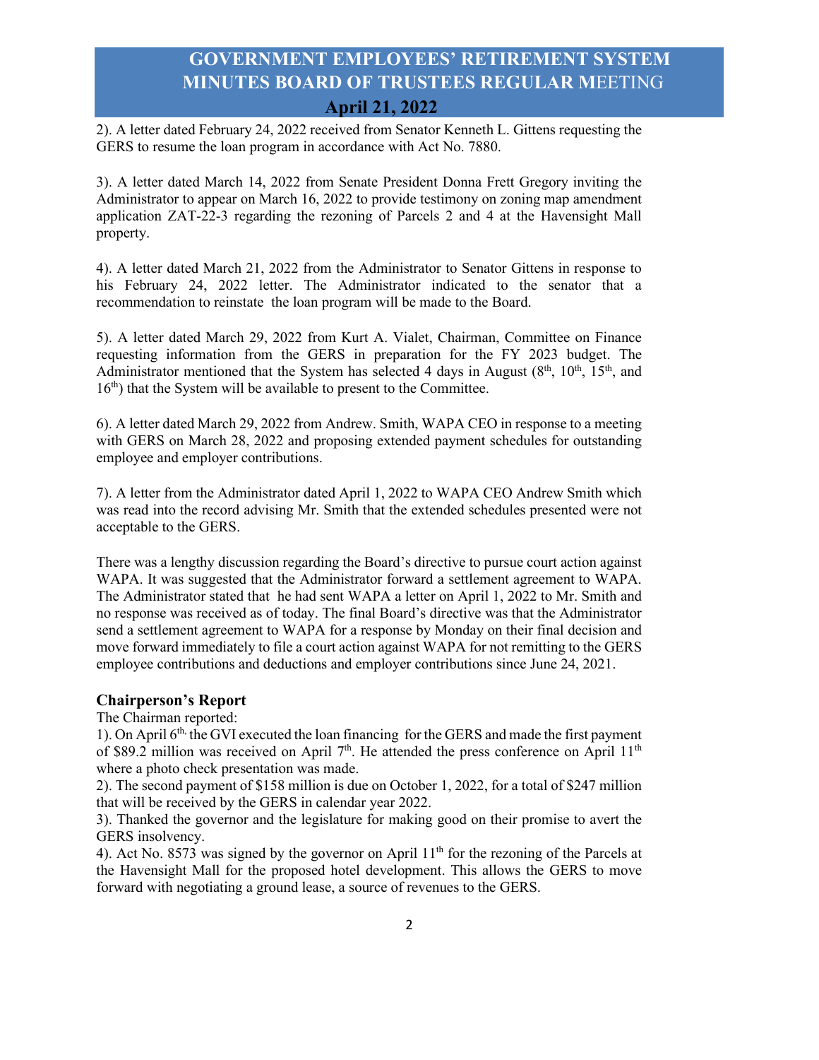2). A letter dated February 24, 2022 received from Senator Kenneth L. Gittens requesting the GERS to resume the loan program in accordance with Act No. 7880.

3). A letter dated March 14, 2022 from Senate President Donna Frett Gregory inviting the Administrator to appear on March 16, 2022 to provide testimony on zoning map amendment application ZAT-22-3 regarding the rezoning of Parcels 2 and 4 at the Havensight Mall property.

4). A letter dated March 21, 2022 from the Administrator to Senator Gittens in response to his February 24, 2022 letter. The Administrator indicated to the senator that a recommendation to reinstate the loan program will be made to the Board.

5). A letter dated March 29, 2022 from Kurt A. Vialet, Chairman, Committee on Finance requesting information from the GERS in preparation for the FY 2023 budget. The Administrator mentioned that the System has selected 4 days in August (8th, 10th, 15th, and 16th) that the System will be available to present to the Committee.

6). A letter dated March 29, 2022 from Andrew. Smith, WAPA CEO in response to a meeting with GERS on March 28, 2022 and proposing extended payment schedules for outstanding employee and employer contributions.

7). A letter from the Administrator dated April 1, 2022 to WAPA CEO Andrew Smith which was read into the record advising Mr. Smith that the extended schedules presented were not acceptable to the GERS.

There was a lengthy discussion regarding the Board's directive to pursue court action against WAPA. It was suggested that the Administrator forward a settlement agreement to WAPA. The Administrator stated that he had sent WAPA a letter on April 1, 2022 to Mr. Smith and no response was received as of today. The final Board's directive was that the Administrator send a settlement agreement to WAPA for a response by Monday on their final decision and move forward immediately to file a court action against WAPA for not remitting to the GERS employee contributions and deductions and employer contributions since June 24, 2021.

## Chairperson's Report

The Chairman reported:

1). On April 6th, the GVI executed the loan financing for the GERS and made the first payment of $89.2 million was received on April 7th. He attended the press conference on April 11th where a photo check presentation was made.

2). The second payment of $158 million is due on October 1, 2022, for a total of $247 million that will be received by the GERS in calendar year 2022.

3). Thanked the governor and the legislature for making good on their promise to avert the GERS insolvency.

4). Act No. 8573 was signed by the governor on April 11th for the rezoning of the Parcels at the Havensight Mall for the proposed hotel development. This allows the GERS to move forward with negotiating a ground lease, a source of revenues to the GERS.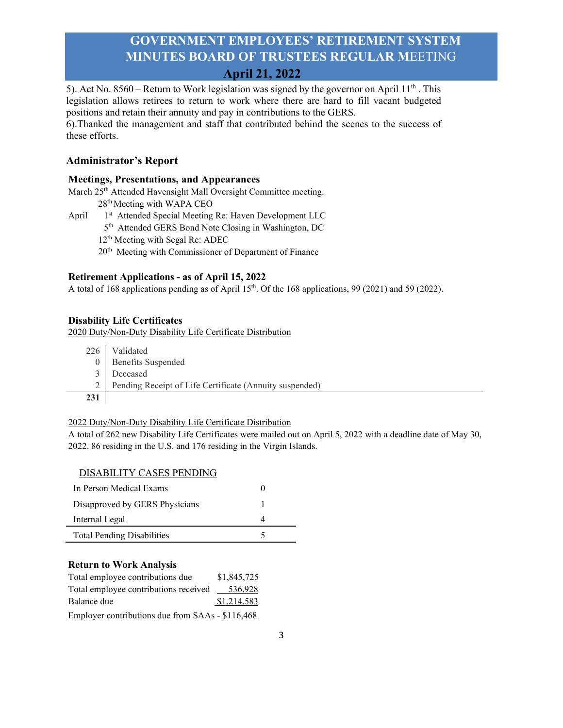5). Act No. 8560 – Return to Work legislation was signed by the governor on April 11th. This legislation allows retirees to return to work where there are hard to fill vacant budgeted positions and retain their annuity and pay in contributions to the GERS.

6).Thanked the management and staff that contributed behind the scenes to the success of these efforts.

## Administrator's Report

### Meetings, Presentations, and Appearances

March 25th Attended Havensight Mall Oversight Committee meeting.
28th Meeting with WAPA CEO

April 1st Attended Special Meeting Re: Haven Development LLC
5th Attended GERS Bond Note Closing in Washington, DC
12th Meeting with Segal Re: ADEC
20th Meeting with Commissioner of Department of Finance

### Retirement Applications - as of April 15, 2022

A total of 168 applications pending as of April 15th. Of the 168 applications, 99 (2021) and 59 (2022).

### Disability Life Certificates

2020 Duty/Non-Duty Disability Life Certificate Distribution

| | |
|---|---|
| 226 | Validated |
| 0 | Benefits Suspended |
| 3 | Deceased |
| 2 | Pending Receipt of Life Certificate (Annuity suspended) |
| **231** | |

2022 Duty/Non-Duty Disability Life Certificate Distribution

A total of 262 new Disability Life Certificates were mailed out on April 5, 2022 with a deadline date of May 30, 2022. 86 residing in the U.S. and 176 residing in the Virgin Islands.

| DISABILITY CASES PENDING | |
|---|---|
| In Person Medical Exams | 0 |
| Disapproved by GERS Physicians | 1 |
| Internal Legal | 4 |
| Total Pending Disabilities | 5 |

### Return to Work Analysis

| | |
|---|---|
| Total employee contributions due | $1,845,725 |
| Total employee contributions received | 536,928 |
| Balance due | $1,214,583 |

Employer contributions due from SAAs - $116,468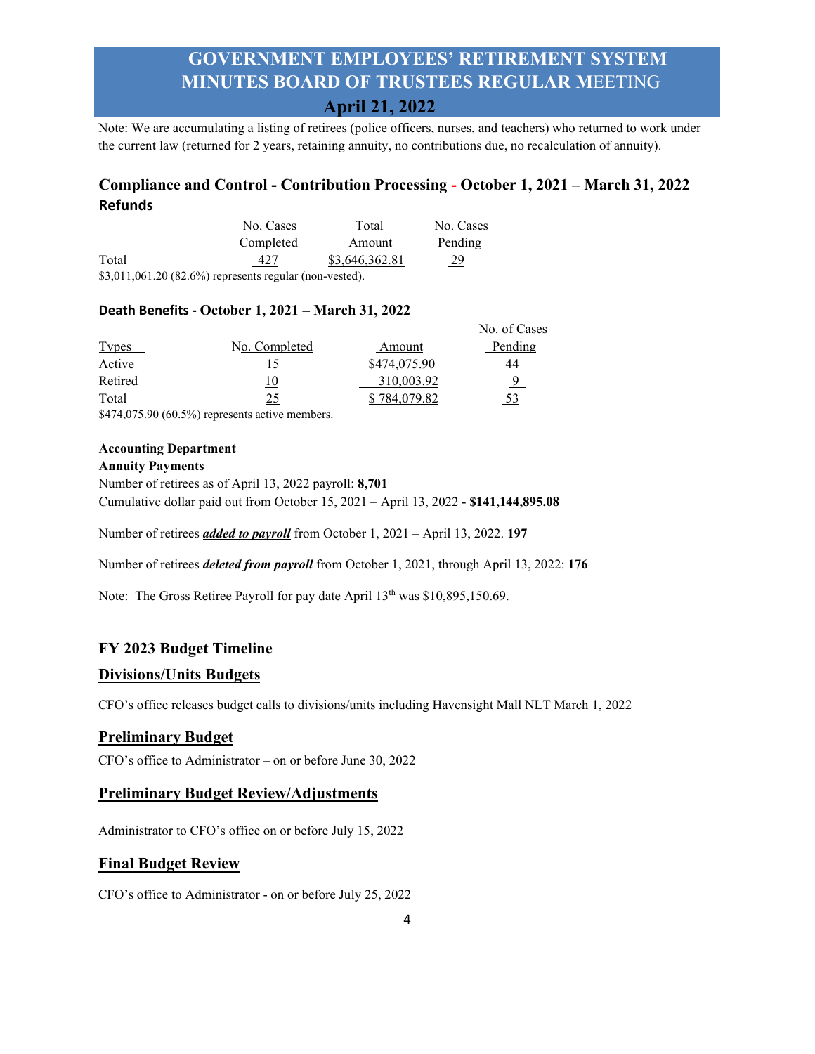Note: We are accumulating a listing of retirees (police officers, nurses, and teachers) who returned to work under the current law (returned for 2 years, retaining annuity, no contributions due, no recalculation of annuity).

## Compliance and Control - Contribution Processing - October 1, 2021 – March 31, 2022

### Refunds

| | No. Cases Completed | Total Amount | No. Cases Pending |
|---|---|---|---|
| Total | 427 | $3,646,362.81 | 29 |

$3,011,061.20 (82.6%) represents regular (non-vested).

### Death Benefits - October 1, 2021 – March 31, 2022

| Types | No. Completed | Amount | No. of Cases Pending |
|---|---|---|---|
| Active | 15 | $474,075.90 | 44 |
| Retired | 10 | 310,003.92 | 9 |
| Total | 25 | $ 784,079.82 | 53 |

$474,075.90 (60.5%) represents active members.

**Accounting Department**

**Annuity Payments**

Number of retirees as of April 13, 2022 payroll: **8,701**

Cumulative dollar paid out from October 15, 2021 – April 13, 2022 - **$141,144,895.08**

Number of retirees ***added to payroll*** from October 1, 2021 – April 13, 2022. **197**

Number of retirees ***deleted from payroll*** from October 1, 2021, through April 13, 2022: **176**

Note: The Gross Retiree Payroll for pay date April 13th was $10,895,150.69.

### FY 2023 Budget Timeline

**Divisions/Units Budgets**

CFO's office releases budget calls to divisions/units including Havensight Mall NLT March 1, 2022

**Preliminary Budget**

CFO's office to Administrator – on or before June 30, 2022

**Preliminary Budget Review/Adjustments**

Administrator to CFO's office on or before July 15, 2022

**Final Budget Review**

CFO's office to Administrator - on or before July 25, 2022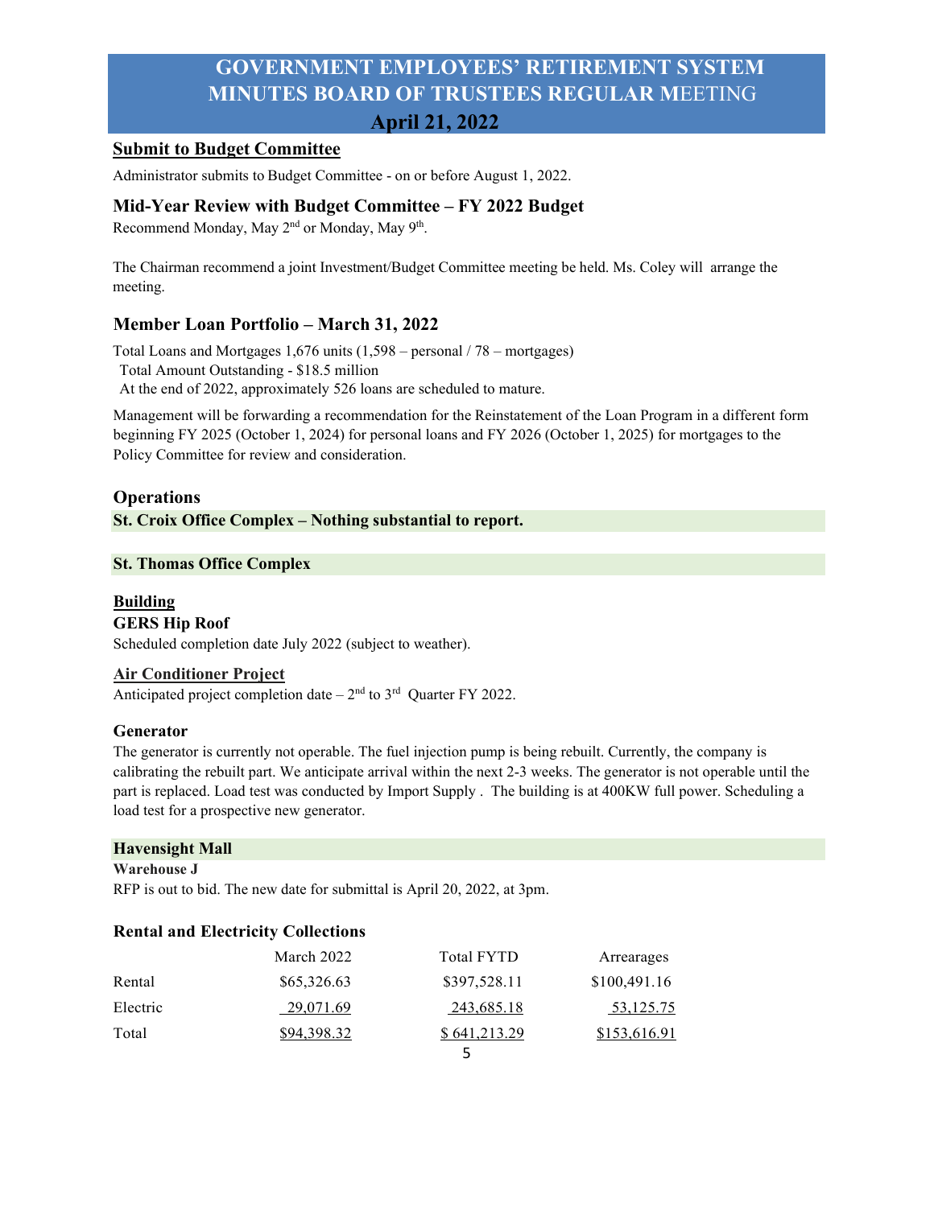# GOVERNMENT EMPLOYEES' RETIREMENT SYSTEM MINUTES BOARD OF TRUSTEES REGULAR MEETING

## April 21, 2022

### Submit to Budget Committee

Administrator submits to Budget Committee - on or before August 1, 2022.

### Mid-Year Review with Budget Committee – FY 2022 Budget

Recommend Monday, May 2nd or Monday, May 9th.

The Chairman recommend a joint Investment/Budget Committee meeting be held. Ms. Coley will arrange the meeting.

### Member Loan Portfolio – March 31, 2022

Total Loans and Mortgages 1,676 units (1,598 – personal / 78 – mortgages)
Total Amount Outstanding - $18.5 million
At the end of 2022, approximately 526 loans are scheduled to mature.

Management will be forwarding a recommendation for the Reinstatement of the Loan Program in a different form beginning FY 2025 (October 1, 2024) for personal loans and FY 2026 (October 1, 2025) for mortgages to the Policy Committee for review and consideration.

### Operations

**St. Croix Office Complex – Nothing substantial to report.**

**St. Thomas Office Complex**

**Building**

**GERS Hip Roof**

Scheduled completion date July 2022 (subject to weather).

**Air Conditioner Project**

Anticipated project completion date – 2nd to 3rd Quarter FY 2022.

**Generator**

The generator is currently not operable. The fuel injection pump is being rebuilt. Currently, the company is calibrating the rebuilt part. We anticipate arrival within the next 2-3 weeks. The generator is not operable until the part is replaced. Load test was conducted by Import Supply . The building is at 400KW full power. Scheduling a load test for a prospective new generator.

**Havensight Mall**

**Warehouse J**

RFP is out to bid. The new date for submittal is April 20, 2022, at 3pm.

**Rental and Electricity Collections**

| | March 2022 | Total FYTD | Arrearages |
|---|---|---|---|
| Rental | $65,326.63 | $397,528.11 | $100,491.16 |
| Electric | 29,071.69 | 243,685.18 | 53,125.75 |
| Total | $94,398.32 | $ 641,213.29 | $153,616.91 |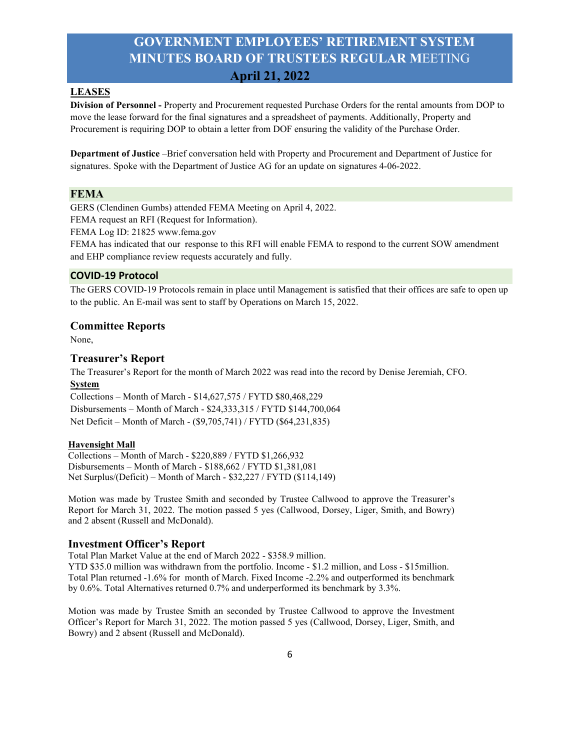# GOVERNMENT EMPLOYEES' RETIREMENT SYSTEM MINUTES BOARD OF TRUSTEES REGULAR MEETING

## April 21, 2022

**LEASES**

**Division of Personnel -** Property and Procurement requested Purchase Orders for the rental amounts from DOP to move the lease forward for the final signatures and a spreadsheet of payments. Additionally, Property and Procurement is requiring DOP to obtain a letter from DOF ensuring the validity of the Purchase Order.

**Department of Justice** –Brief conversation held with Property and Procurement and Department of Justice for signatures. Spoke with the Department of Justice AG for an update on signatures 4-06-2022.

## FEMA

GERS (Clendinen Gumbs) attended FEMA Meeting on April 4, 2022.
FEMA request an RFI (Request for Information).
FEMA Log ID: 21825 www.fema.gov
FEMA has indicated that our response to this RFI will enable FEMA to respond to the current SOW amendment and EHP compliance review requests accurately and fully.

## COVID-19 Protocol

The GERS COVID-19 Protocols remain in place until Management is satisfied that their offices are safe to open up to the public. An E-mail was sent to staff by Operations on March 15, 2022.

## Committee Reports

None,

## Treasurer's Report

The Treasurer's Report for the month of March 2022 was read into the record by Denise Jeremiah, CFO.

**System**

Collections – Month of March - $14,627,575 / FYTD $80,468,229
Disbursements – Month of March - $24,333,315 / FYTD $144,700,064
Net Deficit – Month of March - ($9,705,741) / FYTD ($64,231,835)

**Havensight Mall**

Collections – Month of March - $220,889 / FYTD $1,266,932
Disbursements – Month of March - $188,662 / FYTD $1,381,081
Net Surplus/(Deficit) – Month of March - $32,227 / FYTD ($114,149)

Motion was made by Trustee Smith and seconded by Trustee Callwood to approve the Treasurer's Report for March 31, 2022. The motion passed 5 yes (Callwood, Dorsey, Liger, Smith, and Bowry) and 2 absent (Russell and McDonald).

## Investment Officer's Report

Total Plan Market Value at the end of March 2022 - $358.9 million.
YTD $35.0 million was withdrawn from the portfolio. Income - $1.2 million, and Loss - $15million. Total Plan returned -1.6% for month of March. Fixed Income -2.2% and outperformed its benchmark by 0.6%. Total Alternatives returned 0.7% and underperformed its benchmark by 3.3%.

Motion was made by Trustee Smith an seconded by Trustee Callwood to approve the Investment Officer's Report for March 31, 2022. The motion passed 5 yes (Callwood, Dorsey, Liger, Smith, and Bowry) and 2 absent (Russell and McDonald).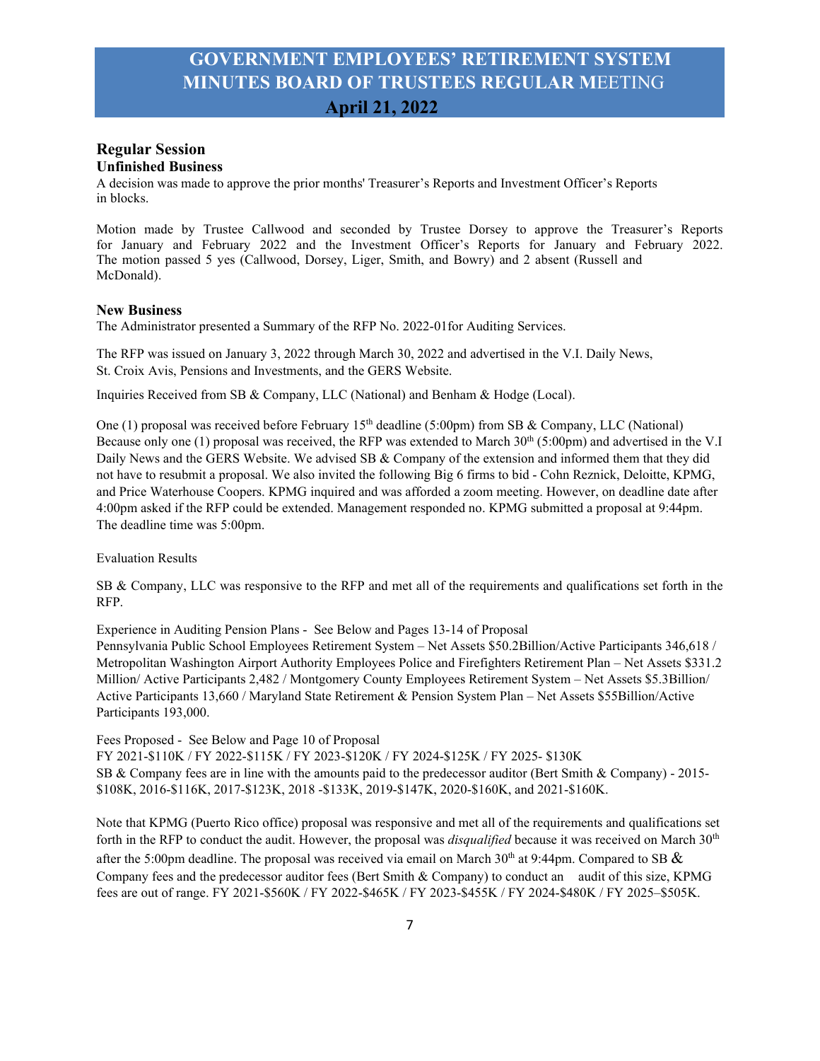# GOVERNMENT EMPLOYEES' RETIREMENT SYSTEM MINUTES BOARD OF TRUSTEES REGULAR MEETING

## April 21, 2022

### Regular Session

**Unfinished Business**

A decision was made to approve the prior months' Treasurer's Reports and Investment Officer's Reports in blocks.

Motion made by Trustee Callwood and seconded by Trustee Dorsey to approve the Treasurer's Reports for January and February 2022 and the Investment Officer's Reports for January and February 2022. The motion passed 5 yes (Callwood, Dorsey, Liger, Smith, and Bowry) and 2 absent (Russell and McDonald).

**New Business**

The Administrator presented a Summary of the RFP No. 2022-01for Auditing Services.

The RFP was issued on January 3, 2022 through March 30, 2022 and advertised in the V.I. Daily News, St. Croix Avis, Pensions and Investments, and the GERS Website.

Inquiries Received from SB & Company, LLC (National) and Benham & Hodge (Local).

One (1) proposal was received before February 15th deadline (5:00pm) from SB & Company, LLC (National) Because only one (1) proposal was received, the RFP was extended to March 30th (5:00pm) and advertised in the V.I Daily News and the GERS Website. We advised SB & Company of the extension and informed them that they did not have to resubmit a proposal. We also invited the following Big 6 firms to bid - Cohn Reznick, Deloitte, KPMG, and Price Waterhouse Coopers. KPMG inquired and was afforded a zoom meeting. However, on deadline date after 4:00pm asked if the RFP could be extended. Management responded no. KPMG submitted a proposal at 9:44pm. The deadline time was 5:00pm.

Evaluation Results

SB & Company, LLC was responsive to the RFP and met all of the requirements and qualifications set forth in the RFP.

Experience in Auditing Pension Plans - See Below and Pages 13-14 of Proposal
Pennsylvania Public School Employees Retirement System – Net Assets $50.2Billion/Active Participants 346,618 / Metropolitan Washington Airport Authority Employees Police and Firefighters Retirement Plan – Net Assets $331.2 Million/ Active Participants 2,482 / Montgomery County Employees Retirement System – Net Assets $5.3Billion/ Active Participants 13,660 / Maryland State Retirement & Pension System Plan – Net Assets $55Billion/Active Participants 193,000.

Fees Proposed - See Below and Page 10 of Proposal
FY 2021-$110K / FY 2022-$115K / FY 2023-$120K / FY 2024-$125K / FY 2025- $130K
SB & Company fees are in line with the amounts paid to the predecessor auditor (Bert Smith & Company) - 2015-$108K, 2016-$116K, 2017-$123K, 2018 -$133K, 2019-$147K, 2020-$160K, and 2021-$160K.

Note that KPMG (Puerto Rico office) proposal was responsive and met all of the requirements and qualifications set forth in the RFP to conduct the audit. However, the proposal was *disqualified* because it was received on March 30th after the 5:00pm deadline. The proposal was received via email on March 30th at 9:44pm. Compared to SB & Company fees and the predecessor auditor fees (Bert Smith & Company) to conduct an audit of this size, KPMG fees are out of range. FY 2021-$560K / FY 2022-$465K / FY 2023-$455K / FY 2024-$480K / FY 2025–$505K.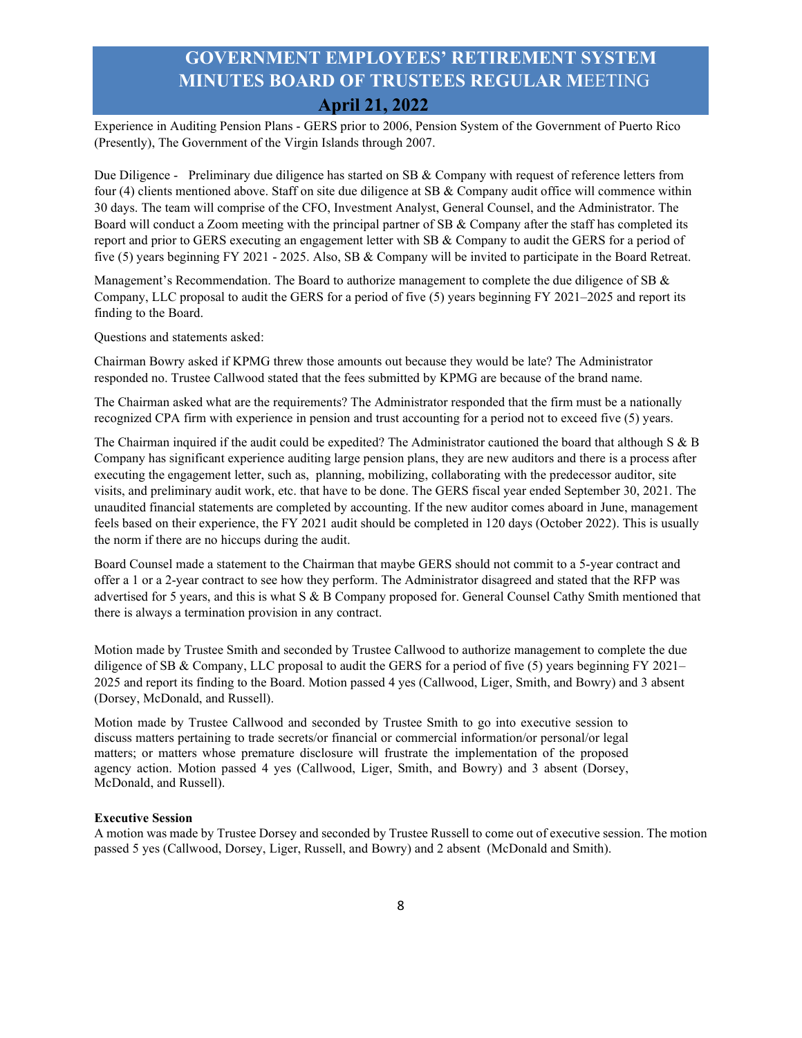Experience in Auditing Pension Plans - GERS prior to 2006, Pension System of the Government of Puerto Rico (Presently), The Government of the Virgin Islands through 2007.

Due Diligence - Preliminary due diligence has started on SB & Company with request of reference letters from four (4) clients mentioned above. Staff on site due diligence at SB & Company audit office will commence within 30 days. The team will comprise of the CFO, Investment Analyst, General Counsel, and the Administrator. The Board will conduct a Zoom meeting with the principal partner of SB & Company after the staff has completed its report and prior to GERS executing an engagement letter with SB & Company to audit the GERS for a period of five (5) years beginning FY 2021 - 2025. Also, SB & Company will be invited to participate in the Board Retreat.

Management's Recommendation. The Board to authorize management to complete the due diligence of SB & Company, LLC proposal to audit the GERS for a period of five (5) years beginning FY 2021–2025 and report its finding to the Board.

Questions and statements asked:

Chairman Bowry asked if KPMG threw those amounts out because they would be late? The Administrator responded no. Trustee Callwood stated that the fees submitted by KPMG are because of the brand name.

The Chairman asked what are the requirements? The Administrator responded that the firm must be a nationally recognized CPA firm with experience in pension and trust accounting for a period not to exceed five (5) years.

The Chairman inquired if the audit could be expedited? The Administrator cautioned the board that although S & B Company has significant experience auditing large pension plans, they are new auditors and there is a process after executing the engagement letter, such as, planning, mobilizing, collaborating with the predecessor auditor, site visits, and preliminary audit work, etc. that have to be done. The GERS fiscal year ended September 30, 2021. The unaudited financial statements are completed by accounting. If the new auditor comes aboard in June, management feels based on their experience, the FY 2021 audit should be completed in 120 days (October 2022). This is usually the norm if there are no hiccups during the audit.

Board Counsel made a statement to the Chairman that maybe GERS should not commit to a 5-year contract and offer a 1 or a 2-year contract to see how they perform. The Administrator disagreed and stated that the RFP was advertised for 5 years, and this is what S & B Company proposed for. General Counsel Cathy Smith mentioned that there is always a termination provision in any contract.

Motion made by Trustee Smith and seconded by Trustee Callwood to authorize management to complete the due diligence of SB & Company, LLC proposal to audit the GERS for a period of five (5) years beginning FY 2021–2025 and report its finding to the Board. Motion passed 4 yes (Callwood, Liger, Smith, and Bowry) and 3 absent (Dorsey, McDonald, and Russell).

Motion made by Trustee Callwood and seconded by Trustee Smith to go into executive session to discuss matters pertaining to trade secrets/or financial or commercial information/or personal/or legal matters; or matters whose premature disclosure will frustrate the implementation of the proposed agency action. Motion passed 4 yes (Callwood, Liger, Smith, and Bowry) and 3 absent (Dorsey, McDonald, and Russell).

**Executive Session**

A motion was made by Trustee Dorsey and seconded by Trustee Russell to come out of executive session. The motion passed 5 yes (Callwood, Dorsey, Liger, Russell, and Bowry) and 2 absent (McDonald and Smith).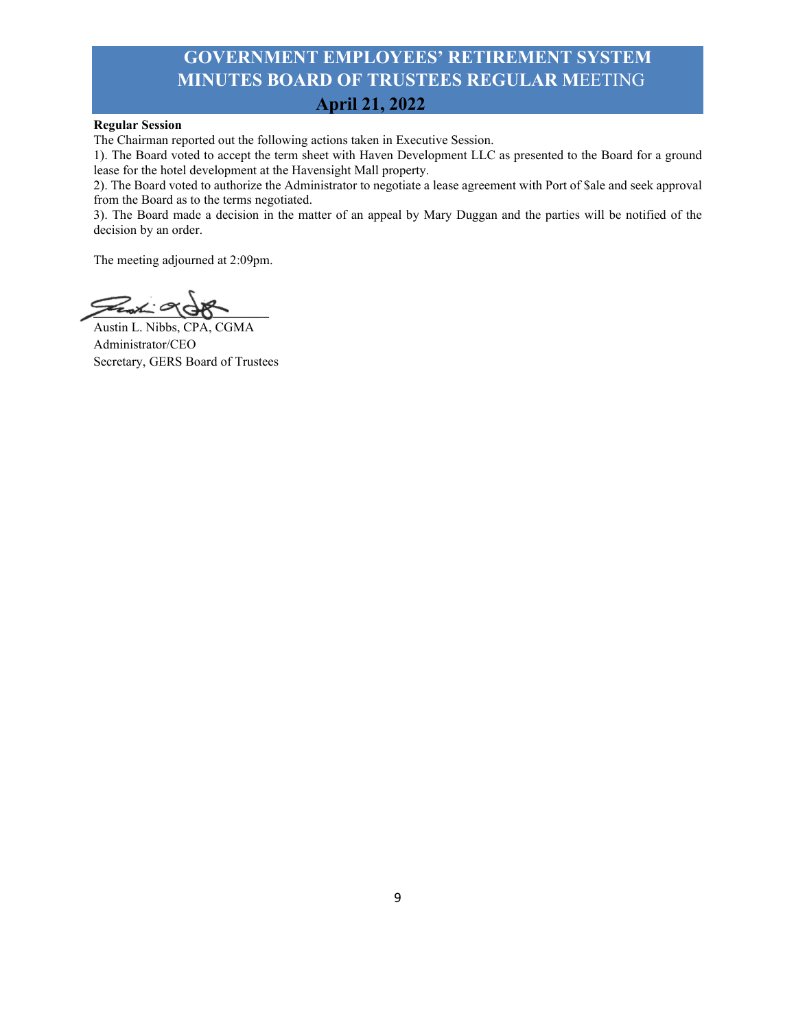# GOVERNMENT EMPLOYEES' RETIREMENT SYSTEM
# MINUTES BOARD OF TRUSTEES REGULAR MEETING
## April 21, 2022

**Regular Session**

The Chairman reported out the following actions taken in Executive Session.

1). The Board voted to accept the term sheet with Haven Development LLC as presented to the Board for a ground lease for the hotel development at the Havensight Mall property.

2). The Board voted to authorize the Administrator to negotiate a lease agreement with Port of $ale and seek approval from the Board as to the terms negotiated.

3). The Board made a decision in the matter of an appeal by Mary Duggan and the parties will be notified of the decision by an order.

The meeting adjourned at 2:09pm.

Austin L. Nibbs, CPA, CGMA
Administrator/CEO
Secretary, GERS Board of Trustees